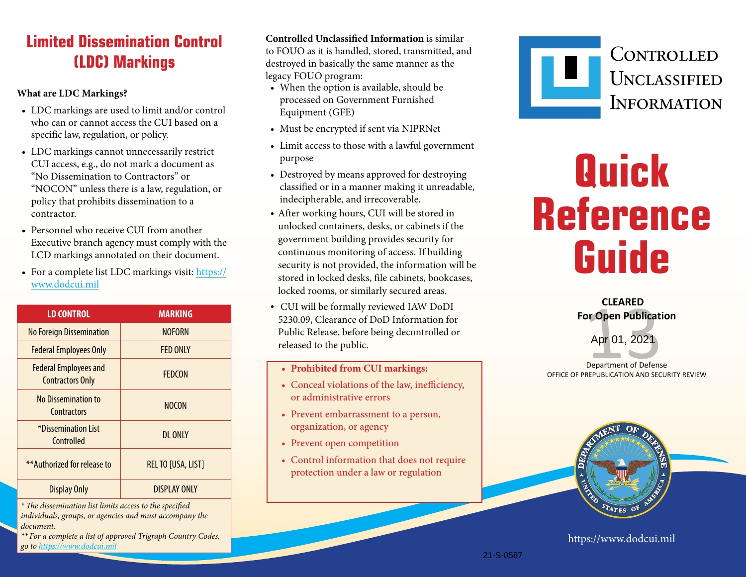# Limited Dissemination Control (LDC) Markings

**What are LDC Markings?**

- LDC markings are used to limit and/or control who can or cannot access the CUI based on a specific law, regulation, or policy.
- LDC markings cannot unnecessarily restrict CUI access, e.g., do not mark a document as "No Dissemination to Contractors" or "NOCON" unless there is a law, regulation, or policy that prohibits dissemination to a contractor.
- Personnel who receive CUI from another Executive branch agency must comply with the LCD markings annotated on their document.
- For a complete list LDC markings visit: https://www.dodcui.mil

| LD CONTROL | MARKING |
|---|---|
| No Foreign Dissemination | NOFORN |
| Federal Employees Only | FED ONLY |
| Federal Employees and Contractors Only | FEDCON |
| No Dissemination to Contractors | NOCON |
| *Dissemination List Controlled | DL ONLY |
| **Authorized for release to | REL TO [USA, LIST] |
| Display Only | DISPLAY ONLY |

*\* The dissemination list limits access to the specified individuals, groups, or agencies and must accompany the document.*

*\*\* For a complete a list of approved Trigraph Country Codes, go to https://www.dodcui.mil*

**Controlled Unclassified Information** is similar to FOUO as it is handled, stored, transmitted, and destroyed in basically the same manner as the legacy FOUO program:

- When the option is available, should be processed on Government Furnished Equipment (GFE)
- Must be encrypted if sent via NIPRNet
- Limit access to those with a lawful government purpose
- Destroyed by means approved for destroying classified or in a manner making it unreadable, indecipherable, and irrecoverable.
- After working hours, CUI will be stored in unlocked containers, desks, or cabinets if the government building provides security for continuous monitoring of access. If building security is not provided, the information will be stored in locked desks, file cabinets, bookcases, locked rooms, or similarly secured areas.
- CUI will be formally reviewed IAW DoDI 5230.09, Clearance of DoD Information for Public Release, before being decontrolled or released to the public.

- **Prohibited from CUI markings:**
- Conceal violations of the law, inefficiency, or administrative errors
- Prevent embarrassment to a person, organization, or agency
- Prevent open competition
- Control information that does not require protection under a law or regulation

# Controlled Unclassified Information

# Quick Reference Guide

CLEARED
For Open Publication
Apr 01, 2021
Department of Defense
OFFICE OF PREPUBLICATION AND SECURITY REVIEW

https://www.dodcui.mil

21-S-0587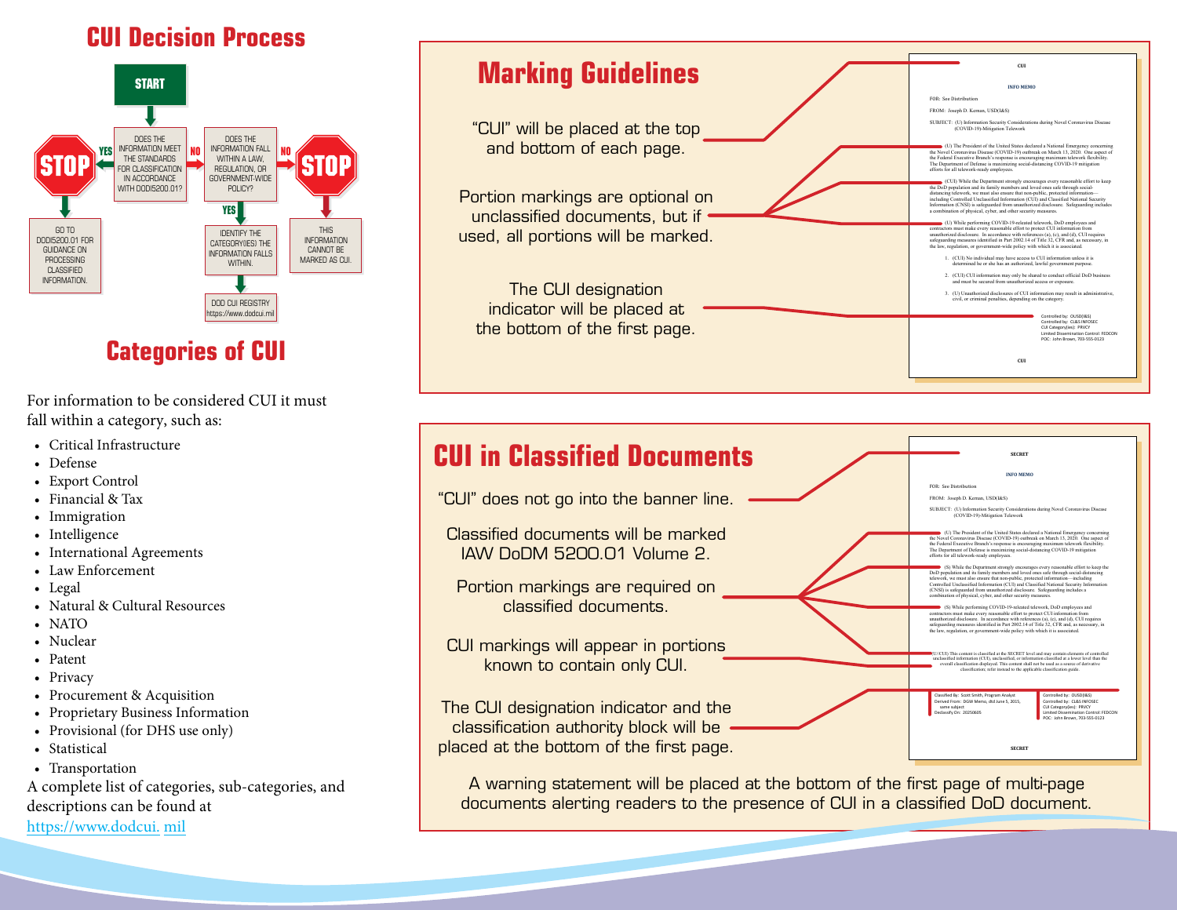## CUI Decision Process

START

DOES THE INFORMATION MEET THE STANDARDS FOR CLASSIFICATION IN ACCORDANCE WITH DODI5200.01?

YES → STOP → GO TO DODI5200.01 FOR GUIDANCE ON PROCESSING CLASSIFIED INFORMATION.

NO → DOES THE INFORMATION FALL WITHIN A LAW, REGULATION, OR GOVERNMENT-WIDE POLICY?

NO → STOP → THIS INFORMATION CANNOT BE MARKED AS CUI.

YES → IDENTIFY THE CATEGORY(IES) THE INFORMATION FALLS WITHIN. → DOD CUI REGISTRY https://www.dodcui.mil

## Categories of CUI

For information to be considered CUI it must fall within a category, such as:

- Critical Infrastructure
- Defense
- Export Control
- Financial & Tax
- Immigration
- Intelligence
- International Agreements
- Law Enforcement
- Legal
- Natural & Cultural Resources
- NATO
- Nuclear
- Patent
- Privacy
- Procurement & Acquisition
- Proprietary Business Information
- Provisional (for DHS use only)
- Statistical
- Transportation

A complete list of categories, sub-categories, and descriptions can be found at https://www.dodcui.mil

## Marking Guidelines

"CUI" will be placed at the top and bottom of each page.

Portion markings are optional on unclassified documents, but if used, all portions will be marked.

The CUI designation indicator will be placed at the bottom of the first page.

CUI

INFO MEMO

FOR: See Distribution

FROM: Joseph D. Kernan, USD(I&S)

SUBJECT: (U) Information Security Considerations during Novel Coronavirus Disease (COVID-19)-Mitigation Telework

(U) The President of the United States declared a National Emergency concerning the Novel Coronavirus Disease (COVID-19) outbreak on March 13, 2020. One aspect of the Federal Executive Branch's response is encouraging maximum telework flexibility. The Department of Defense is maximizing social-distancing COVID-19 mitigation efforts for all telework-ready employees.

(CUI) While the Department strongly encourages every reasonable effort to keep the DoD population and its family members and loved ones safe through social-distancing telework, we must also ensure that non-public, protected information—including Controlled Unclassified Information (CUI) and Classified National Security Information (CNSI) is safeguarded from unauthorized disclosure. Safeguarding includes a combination of physical, cyber, and other security measures.

(U) While performing COVID-19-related telework, DoD employees and contractors must make every reasonable effort to protect CUI information from unauthorized disclosure. In accordance with references (a), (c), and (d), CUI requires safeguarding measures identified in Part 2002.14 of Title 32, CFR and, as necessary, in the law, regulation, or government-wide policy with which it is associated.

1. (CUI) No individual may have access to CUI information unless it is determined he or she has an authorized, lawful government purpose.
2. (CUI) CUI information may only be shared to conduct official DoD business and must be secured from unauthorized access or exposure.
3. (U) Unauthorized disclosures of CUI information may result in administrative, civil, or criminal penalties, depending on the category.

Controlled by: OUSD(I&S)
Controlled by: CL&S INFOSEC
CUI Category(ies): PRVCY
Limited Dissemination Control: FEDCON
POC: John Brown, 703-555-0123

CUI

## CUI in Classified Documents

"CUI" does not go into the banner line.

Classified documents will be marked IAW DoDM 5200.01 Volume 2.

Portion markings are required on classified documents.

CUI markings will appear in portions known to contain only CUI.

The CUI designation indicator and the classification authority block will be placed at the bottom of the first page.

SECRET

INFO MEMO

FOR: See Distribution

FROM: Joseph D. Kernan, USD(I&S)

SUBJECT: (U) Information Security Considerations during Novel Coronavirus Disease (COVID-19)-Mitigation Telework

(U) The President of the United States declared a National Emergency concerning the Novel Coronavirus Disease (COVID-19) outbreak on March 13, 2020. One aspect of the Federal Executive Branch's response is encouraging maximum telework flexibility. The Department of Defense is maximizing social-distancing COVID-19 mitigation efforts for all telework-ready employees.

(S) While the Department strongly encourages every reasonable effort to keep the DoD population and its family members and loved ones safe through social-distancing telework, we must also ensure that non-public, protected information—including Controlled Unclassified Information (CUI) and Classified National Security Information (CNSI) is safeguarded from unauthorized disclosure. Safeguarding includes a combination of physical, cyber, and other security measures.

(S) While performing COVID-19-related telework, DoD employees and contractors must make every reasonable effort to protect CUI information from unauthorized disclosure. In accordance with references (a), (c), and (d), CUI requires safeguarding measures identified in Part 2002.14 of Title 32, CFR and, as necessary, in the law, regulation, or government-wide policy with which it is associated.

(U//CUI) This content is classified at the SECRET level and may contain elements of controlled unclassified information (CUI), unclassified, or information classified at a lower level than the overall classification displayed. This content shall not be used as a source of derivative classification; refer instead to the applicable classification guide.

Classified By: Scott Smith, Program Analyst
Derived From: DGW Memo, dtd June 5, 2015, same subject
Declassify On: 20250605

Controlled by: OUSD(I&S)
Controlled by: CL&S INFOSEC
CUI Category(ies): PRVCY
Limited Dissemination Control: FEDCON
POC: John Brown, 703-555-0123

SECRET

A warning statement will be placed at the bottom of the first page of multi-page documents alerting readers to the presence of CUI in a classified DoD document.